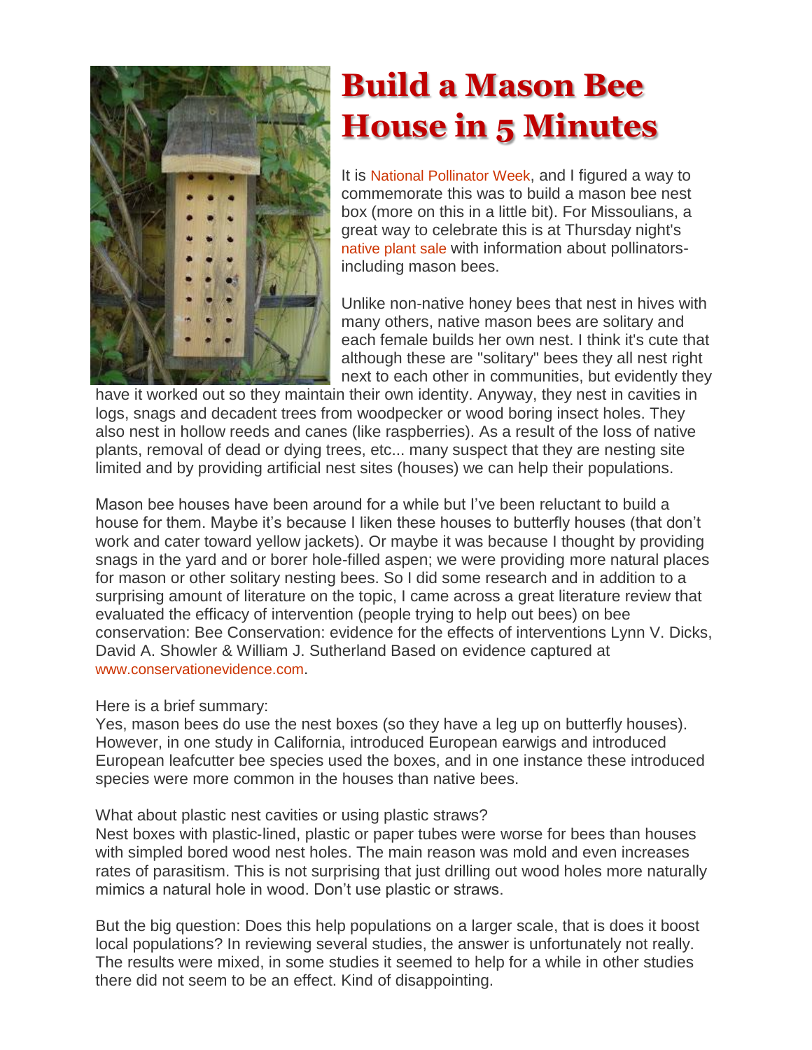# Build a Mason Bee House in 5 Minutes

It is National Pollinator Week, and I figured a way to commemorate this was to build a mason bee nest box (more on this in a little bit). For Missoulians, a great way to celebrate this is at Thursday night's native plant sale with information about pollinators- including mason bees.

Unlike non-native honey bees that nest in hives with many others, native mason bees are solitary and each female builds her own nest. I think it's cute that although these are "solitary" bees they all nest right next to each other in communities, but evidently they have it worked out so they maintain their own identity. Anyway, they nest in cavities in logs, snags and decadent trees from woodpecker or wood boring insect holes. They also nest in hollow reeds and canes (like raspberries). As a result of the loss of native plants, removal of dead or dying trees, etc... many suspect that they are nesting site limited and by providing artificial nest sites (houses) we can help their populations.

Mason bee houses have been around for a while but I've been reluctant to build a house for them. Maybe it's because I liken these houses to butterfly houses (that don't work and cater toward yellow jackets). Or maybe it was because I thought by providing snags in the yard and or borer hole-filled aspen; we were providing more natural places for mason or other solitary nesting bees. So I did some research and in addition to a surprising amount of literature on the topic, I came across a great literature review that evaluated the efficacy of intervention (people trying to help out bees) on bee conservation: Bee Conservation: evidence for the effects of interventions Lynn V. Dicks, David A. Showler & William J. Sutherland Based on evidence captured at www.conservationevidence.com.

Here is a brief summary:
Yes, mason bees do use the nest boxes (so they have a leg up on butterfly houses). However, in one study in California, introduced European earwigs and introduced European leafcutter bee species used the boxes, and in one instance these introduced species were more common in the houses than native bees.

What about plastic nest cavities or using plastic straws?
Nest boxes with plastic-lined, plastic or paper tubes were worse for bees than houses with simpled bored wood nest holes. The main reason was mold and even increases rates of parasitism. This is not surprising that just drilling out wood holes more naturally mimics a natural hole in wood. Don't use plastic or straws.

But the big question: Does this help populations on a larger scale, that is does it boost local populations? In reviewing several studies, the answer is unfortunately not really. The results were mixed, in some studies it seemed to help for a while in other studies there did not seem to be an effect. Kind of disappointing.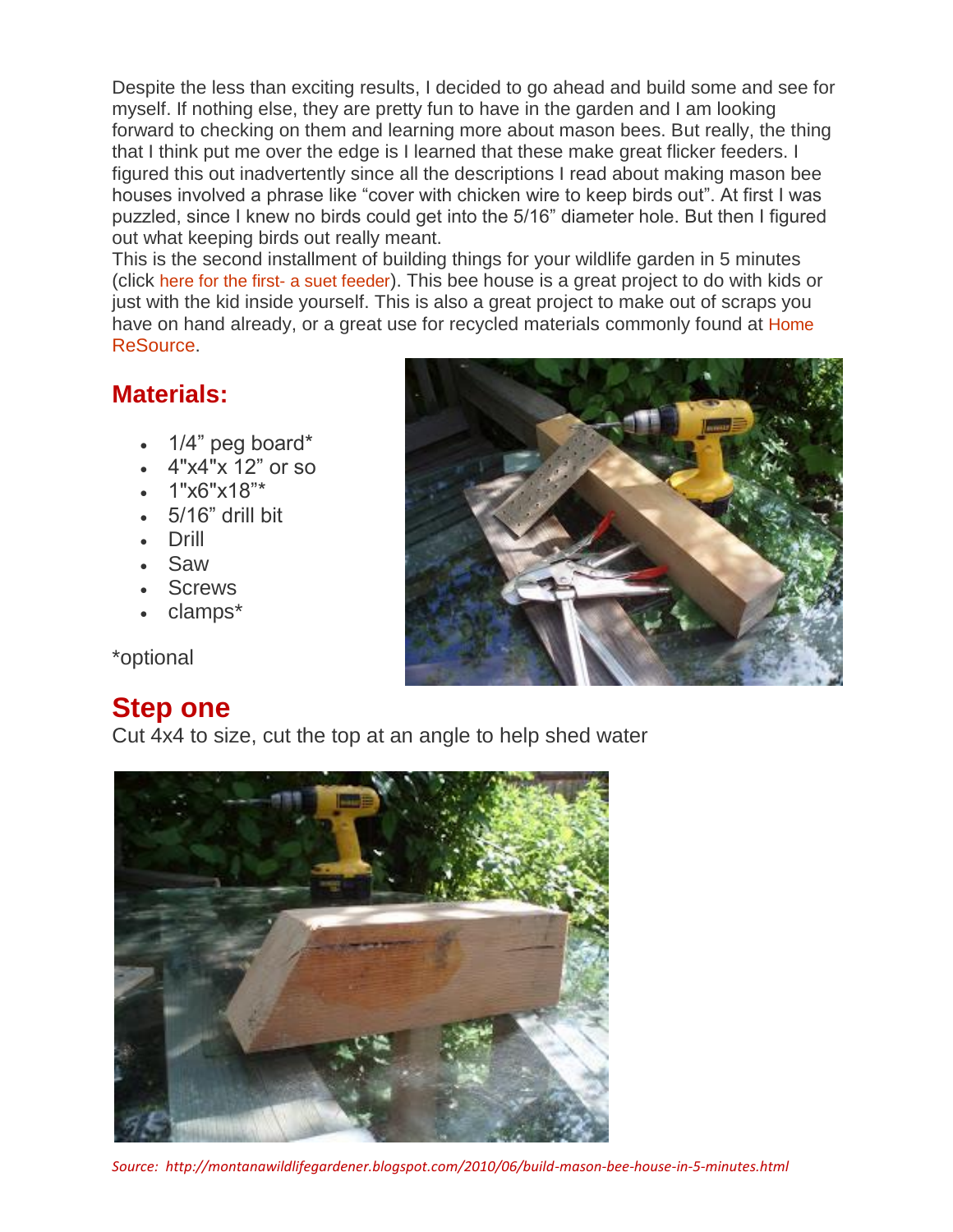Despite the less than exciting results, I decided to go ahead and build some and see for myself. If nothing else, they are pretty fun to have in the garden and I am looking forward to checking on them and learning more about mason bees. But really, the thing that I think put me over the edge is I learned that these make great flicker feeders. I figured this out inadvertently since all the descriptions I read about making mason bee houses involved a phrase like "cover with chicken wire to keep birds out". At first I was puzzled, since I knew no birds could get into the 5/16" diameter hole. But then I figured out what keeping birds out really meant.

This is the second installment of building things for your wildlife garden in 5 minutes (click here for the first- a suet feeder). This bee house is a great project to do with kids or just with the kid inside yourself. This is also a great project to make out of scraps you have on hand already, or a great use for recycled materials commonly found at Home ReSource.

## Materials:

- 1/4" peg board*
- 4"x4"x 12" or so
- 1"x6"x18"*
- 5/16" drill bit
- Drill
- Saw
- Screws
- clamps*

*optional

## Step one

Cut 4x4 to size, cut the top at an angle to help shed water

*Source: http://montanawildlifegardener.blogspot.com/2010/06/build-mason-bee-house-in-5-minutes.html*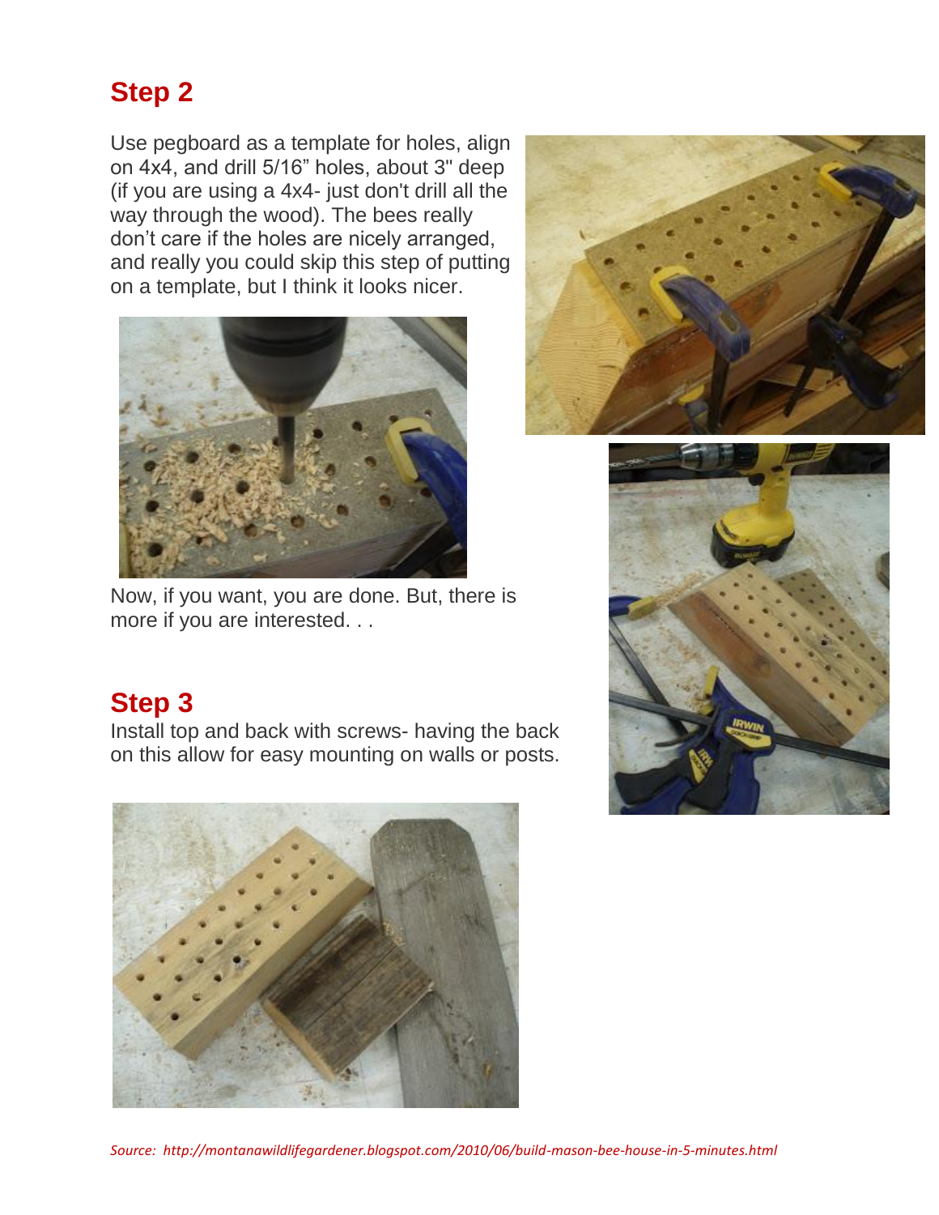## Step 2

Use pegboard as a template for holes, align on 4x4, and drill 5/16" holes, about 3" deep (if you are using a 4x4- just don't drill all the way through the wood). The bees really don't care if the holes are nicely arranged, and really you could skip this step of putting on a template, but I think it looks nicer.

Now, if you want, you are done. But, there is more if you are interested. . .

## Step 3

Install top and back with screws- having the back on this allow for easy mounting on walls or posts.

*Source: http://montanawildlifegardener.blogspot.com/2010/06/build-mason-bee-house-in-5-minutes.html*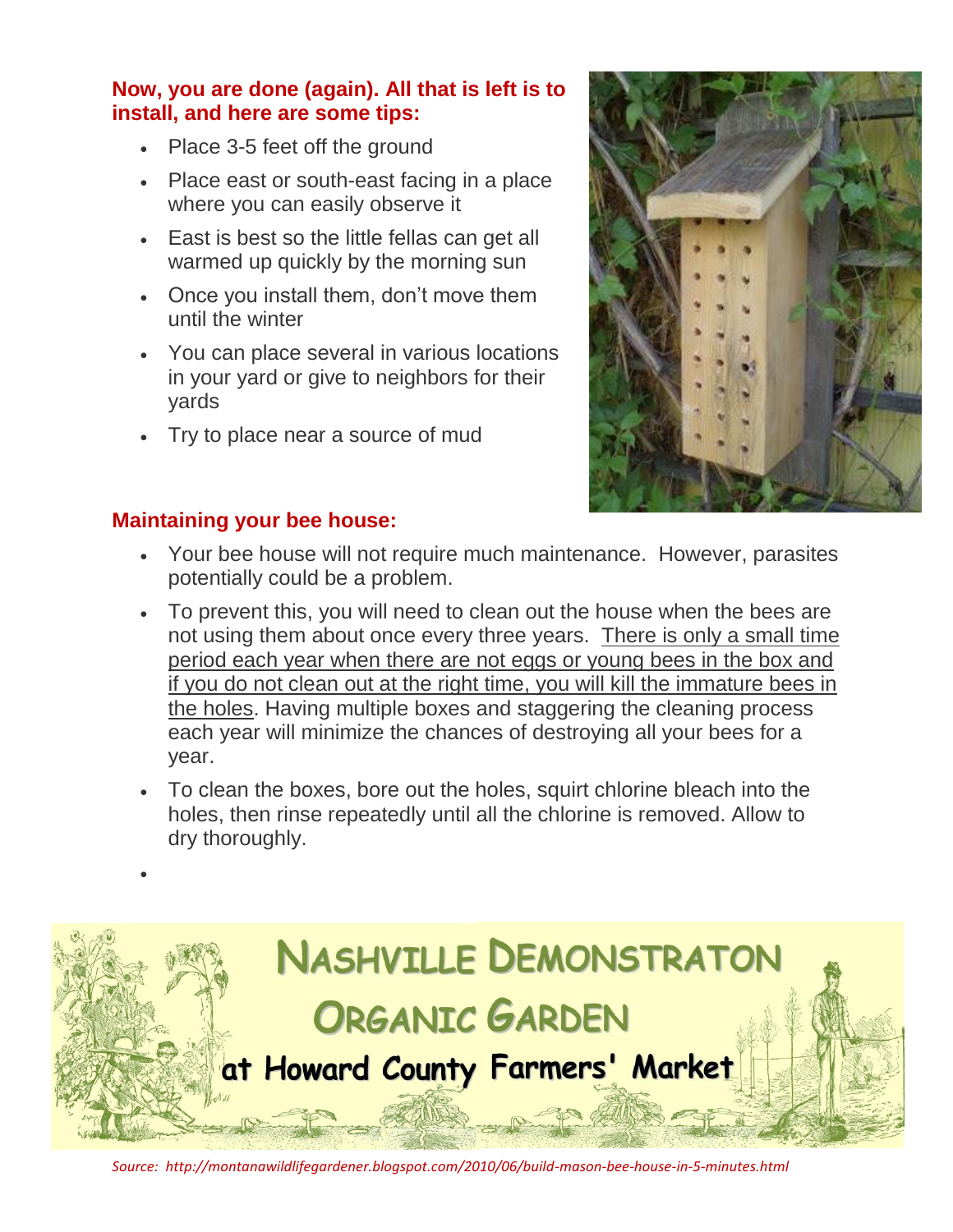**Now, you are done (again). All that is left is to install, and here are some tips:**

- Place 3-5 feet off the ground
- Place east or south-east facing in a place where you can easily observe it
- East is best so the little fellas can get all warmed up quickly by the morning sun
- Once you install them, don't move them until the winter
- You can place several in various locations in your yard or give to neighbors for their yards
- Try to place near a source of mud

**Maintaining your bee house:**

- Your bee house will not require much maintenance. However, parasites potentially could be a problem.
- To prevent this, you will need to clean out the house when the bees are not using them about once every three years. <u>There is only a small time period each year when there are not eggs or young bees in the box and if you do not clean out at the right time, you will kill the immature bees in the holes</u>. Having multiple boxes and staggering the cleaning process each year will minimize the chances of destroying all your bees for a year.
- To clean the boxes, bore out the holes, squirt chlorine bleach into the holes, then rinse repeatedly until all the chlorine is removed. Allow to dry thoroughly.

NASHVILLE DEMONSTRATON ORGANIC GARDEN

at Howard County Farmers' Market

*Source: http://montanawildlifegardener.blogspot.com/2010/06/build-mason-bee-house-in-5-minutes.html*